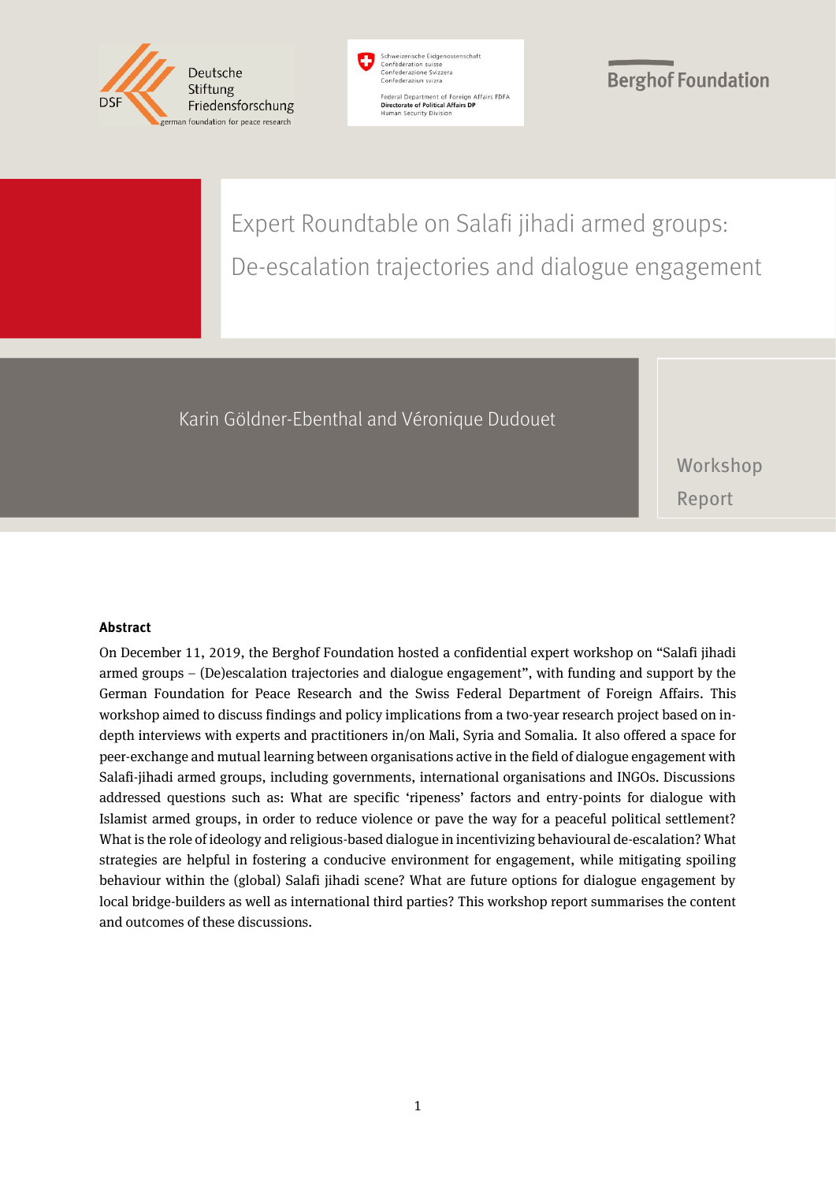Deutsche Stiftung Friedensforschung

DSF german foundation for peace research

Schweizerische Eidgenossenschaft
Confédération suisse
Confederazione Svizzera
Confederaziun svizra

Federal Department of Foreign Affairs FDFA
**Directorate of Political Affairs DP**
Human Security Division

Berghof Foundation

# Expert Roundtable on Salafi jihadi armed groups: De-escalation trajectories and dialogue engagement

Karin Göldner-Ebenthal and Véronique Dudouet

Workshop Report

**Abstract**

On December 11, 2019, the Berghof Foundation hosted a confidential expert workshop on "Salafi jihadi armed groups – (De)escalation trajectories and dialogue engagement", with funding and support by the German Foundation for Peace Research and the Swiss Federal Department of Foreign Affairs. This workshop aimed to discuss findings and policy implications from a two-year research project based on in-depth interviews with experts and practitioners in/on Mali, Syria and Somalia. It also offered a space for peer-exchange and mutual learning between organisations active in the field of dialogue engagement with Salafi-jihadi armed groups, including governments, international organisations and INGOs. Discussions addressed questions such as: What are specific 'ripeness' factors and entry-points for dialogue with Islamist armed groups, in order to reduce violence or pave the way for a peaceful political settlement? What is the role of ideology and religious-based dialogue in incentivizing behavioural de-escalation? What strategies are helpful in fostering a conducive environment for engagement, while mitigating spoiling behaviour within the (global) Salafi jihadi scene? What are future options for dialogue engagement by local bridge-builders as well as international third parties? This workshop report summarises the content and outcomes of these discussions.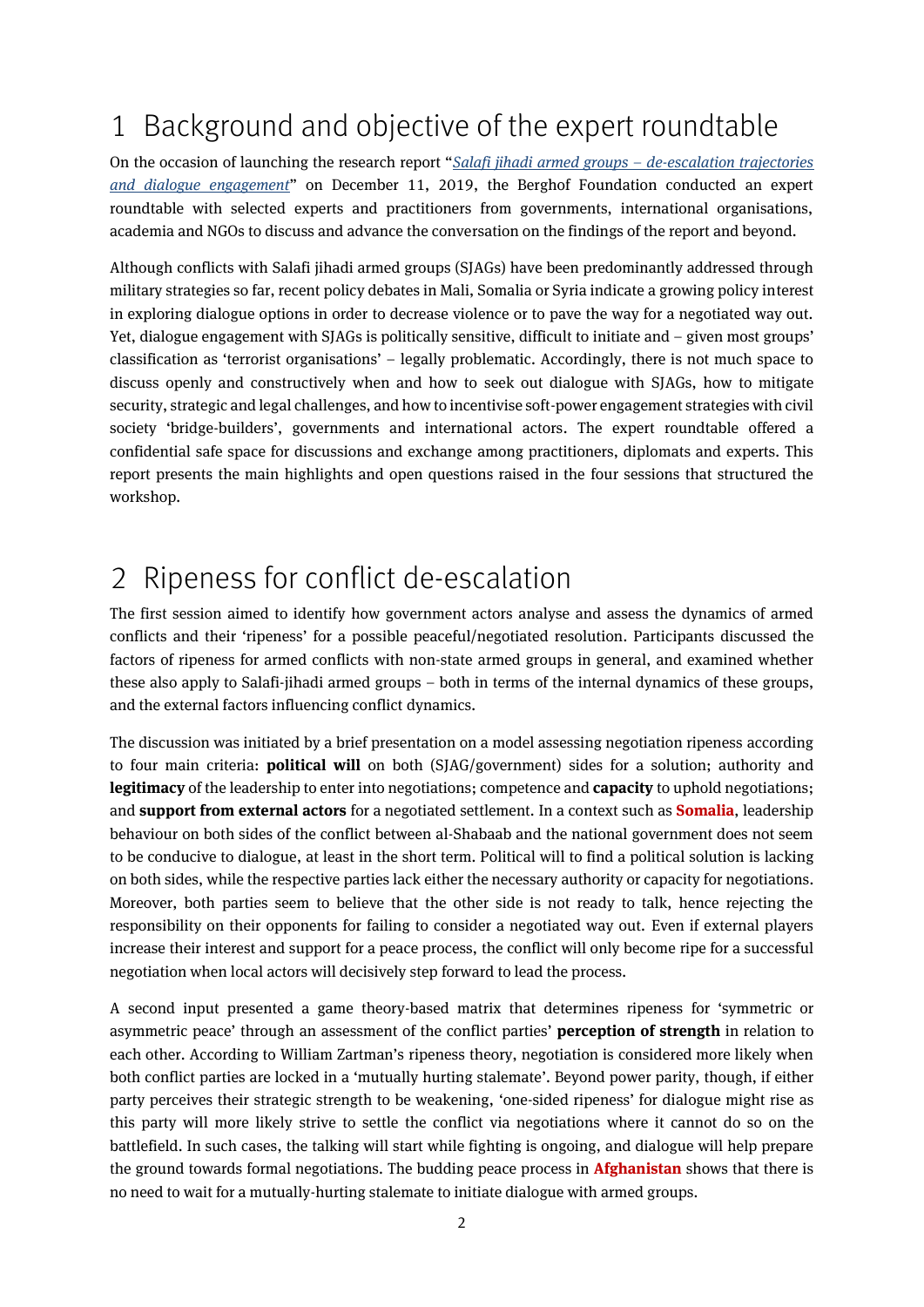# 1 Background and objective of the expert roundtable

On the occasion of launching the research report "*Salafi jihadi armed groups – de-escalation trajectories and dialogue engagement*" on December 11, 2019, the Berghof Foundation conducted an expert roundtable with selected experts and practitioners from governments, international organisations, academia and NGOs to discuss and advance the conversation on the findings of the report and beyond.

Although conflicts with Salafi jihadi armed groups (SJAGs) have been predominantly addressed through military strategies so far, recent policy debates in Mali, Somalia or Syria indicate a growing policy interest in exploring dialogue options in order to decrease violence or to pave the way for a negotiated way out. Yet, dialogue engagement with SJAGs is politically sensitive, difficult to initiate and – given most groups' classification as 'terrorist organisations' – legally problematic. Accordingly, there is not much space to discuss openly and constructively when and how to seek out dialogue with SJAGs, how to mitigate security, strategic and legal challenges, and how to incentivise soft-power engagement strategies with civil society 'bridge-builders', governments and international actors. The expert roundtable offered a confidential safe space for discussions and exchange among practitioners, diplomats and experts. This report presents the main highlights and open questions raised in the four sessions that structured the workshop.

# 2 Ripeness for conflict de-escalation

The first session aimed to identify how government actors analyse and assess the dynamics of armed conflicts and their 'ripeness' for a possible peaceful/negotiated resolution. Participants discussed the factors of ripeness for armed conflicts with non-state armed groups in general, and examined whether these also apply to Salafi-jihadi armed groups – both in terms of the internal dynamics of these groups, and the external factors influencing conflict dynamics.

The discussion was initiated by a brief presentation on a model assessing negotiation ripeness according to four main criteria: **political will** on both (SJAG/government) sides for a solution; authority and **legitimacy** of the leadership to enter into negotiations; competence and **capacity** to uphold negotiations; and **support from external actors** for a negotiated settlement. In a context such as **Somalia**, leadership behaviour on both sides of the conflict between al-Shabaab and the national government does not seem to be conducive to dialogue, at least in the short term. Political will to find a political solution is lacking on both sides, while the respective parties lack either the necessary authority or capacity for negotiations. Moreover, both parties seem to believe that the other side is not ready to talk, hence rejecting the responsibility on their opponents for failing to consider a negotiated way out. Even if external players increase their interest and support for a peace process, the conflict will only become ripe for a successful negotiation when local actors will decisively step forward to lead the process.

A second input presented a game theory-based matrix that determines ripeness for 'symmetric or asymmetric peace' through an assessment of the conflict parties' **perception of strength** in relation to each other. According to William Zartman's ripeness theory, negotiation is considered more likely when both conflict parties are locked in a 'mutually hurting stalemate'. Beyond power parity, though, if either party perceives their strategic strength to be weakening, 'one-sided ripeness' for dialogue might rise as this party will more likely strive to settle the conflict via negotiations where it cannot do so on the battlefield. In such cases, the talking will start while fighting is ongoing, and dialogue will help prepare the ground towards formal negotiations. The budding peace process in **Afghanistan** shows that there is no need to wait for a mutually-hurting stalemate to initiate dialogue with armed groups.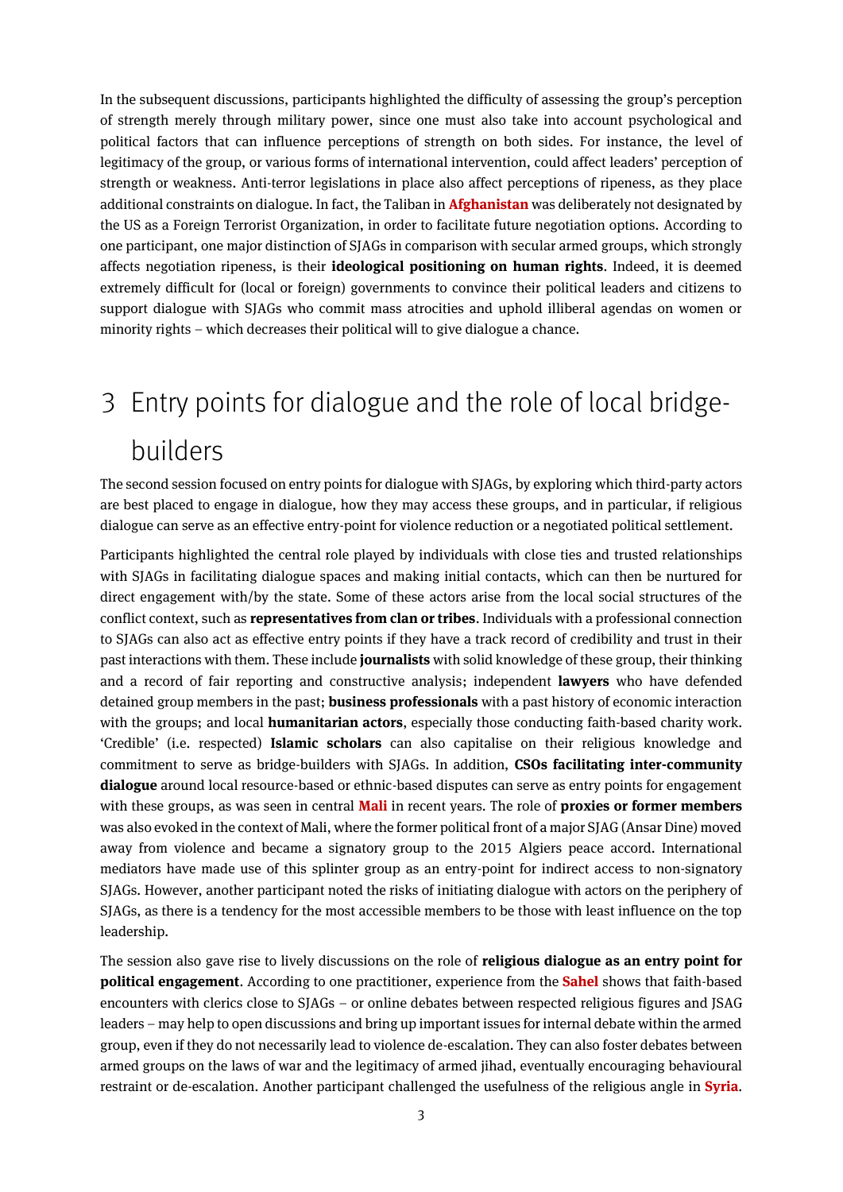In the subsequent discussions, participants highlighted the difficulty of assessing the group's perception of strength merely through military power, since one must also take into account psychological and political factors that can influence perceptions of strength on both sides. For instance, the level of legitimacy of the group, or various forms of international intervention, could affect leaders' perception of strength or weakness. Anti-terror legislations in place also affect perceptions of ripeness, as they place additional constraints on dialogue. In fact, the Taliban in **Afghanistan** was deliberately not designated by the US as a Foreign Terrorist Organization, in order to facilitate future negotiation options. According to one participant, one major distinction of SJAGs in comparison with secular armed groups, which strongly affects negotiation ripeness, is their **ideological positioning on human rights**. Indeed, it is deemed extremely difficult for (local or foreign) governments to convince their political leaders and citizens to support dialogue with SJAGs who commit mass atrocities and uphold illiberal agendas on women or minority rights – which decreases their political will to give dialogue a chance.

# 3 Entry points for dialogue and the role of local bridge-builders

The second session focused on entry points for dialogue with SJAGs, by exploring which third-party actors are best placed to engage in dialogue, how they may access these groups, and in particular, if religious dialogue can serve as an effective entry-point for violence reduction or a negotiated political settlement.

Participants highlighted the central role played by individuals with close ties and trusted relationships with SJAGs in facilitating dialogue spaces and making initial contacts, which can then be nurtured for direct engagement with/by the state. Some of these actors arise from the local social structures of the conflict context, such as **representatives from clan or tribes**. Individuals with a professional connection to SJAGs can also act as effective entry points if they have a track record of credibility and trust in their past interactions with them. These include **journalists** with solid knowledge of these group, their thinking and a record of fair reporting and constructive analysis; independent **lawyers** who have defended detained group members in the past; **business professionals** with a past history of economic interaction with the groups; and local **humanitarian actors**, especially those conducting faith-based charity work. 'Credible' (i.e. respected) **Islamic scholars** can also capitalise on their religious knowledge and commitment to serve as bridge-builders with SJAGs. In addition, **CSOs facilitating inter-community dialogue** around local resource-based or ethnic-based disputes can serve as entry points for engagement with these groups, as was seen in central **Mali** in recent years. The role of **proxies or former members** was also evoked in the context of Mali, where the former political front of a major SJAG (Ansar Dine) moved away from violence and became a signatory group to the 2015 Algiers peace accord. International mediators have made use of this splinter group as an entry-point for indirect access to non-signatory SJAGs. However, another participant noted the risks of initiating dialogue with actors on the periphery of SJAGs, as there is a tendency for the most accessible members to be those with least influence on the top leadership.

The session also gave rise to lively discussions on the role of **religious dialogue as an entry point for political engagement**. According to one practitioner, experience from the **Sahel** shows that faith-based encounters with clerics close to SJAGs – or online debates between respected religious figures and JSAG leaders – may help to open discussions and bring up important issues for internal debate within the armed group, even if they do not necessarily lead to violence de-escalation. They can also foster debates between armed groups on the laws of war and the legitimacy of armed jihad, eventually encouraging behavioural restraint or de-escalation. Another participant challenged the usefulness of the religious angle in **Syria**.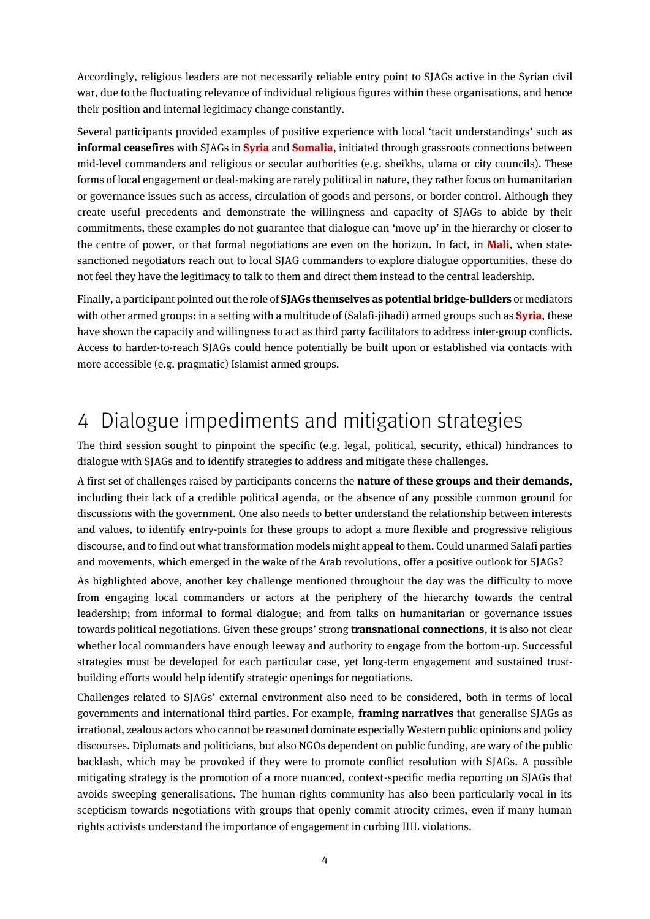Accordingly, religious leaders are not necessarily reliable entry point to SJAGs active in the Syrian civil war, due to the fluctuating relevance of individual religious figures within these organisations, and hence their position and internal legitimacy change constantly.

Several participants provided examples of positive experience with local 'tacit understandings' such as **informal ceasefires** with SJAGs in **Syria** and **Somalia**, initiated through grassroots connections between mid-level commanders and religious or secular authorities (e.g. sheikhs, ulama or city councils). These forms of local engagement or deal-making are rarely political in nature, they rather focus on humanitarian or governance issues such as access, circulation of goods and persons, or border control. Although they create useful precedents and demonstrate the willingness and capacity of SJAGs to abide by their commitments, these examples do not guarantee that dialogue can 'move up' in the hierarchy or closer to the centre of power, or that formal negotiations are even on the horizon. In fact, in **Mali**, when state-sanctioned negotiators reach out to local SJAG commanders to explore dialogue opportunities, these do not feel they have the legitimacy to talk to them and direct them instead to the central leadership.

Finally, a participant pointed out the role of **SJAGs themselves as potential bridge-builders** or mediators with other armed groups: in a setting with a multitude of (Salafi-jihadi) armed groups such as **Syria**, these have shown the capacity and willingness to act as third party facilitators to address inter-group conflicts. Access to harder-to-reach SJAGs could hence potentially be built upon or established via contacts with more accessible (e.g. pragmatic) Islamist armed groups.

# 4 Dialogue impediments and mitigation strategies

The third session sought to pinpoint the specific (e.g. legal, political, security, ethical) hindrances to dialogue with SJAGs and to identify strategies to address and mitigate these challenges.

A first set of challenges raised by participants concerns the **nature of these groups and their demands**, including their lack of a credible political agenda, or the absence of any possible common ground for discussions with the government. One also needs to better understand the relationship between interests and values, to identify entry-points for these groups to adopt a more flexible and progressive religious discourse, and to find out what transformation models might appeal to them. Could unarmed Salafi parties and movements, which emerged in the wake of the Arab revolutions, offer a positive outlook for SJAGs?

As highlighted above, another key challenge mentioned throughout the day was the difficulty to move from engaging local commanders or actors at the periphery of the hierarchy towards the central leadership; from informal to formal dialogue; and from talks on humanitarian or governance issues towards political negotiations. Given these groups' strong **transnational connections**, it is also not clear whether local commanders have enough leeway and authority to engage from the bottom-up. Successful strategies must be developed for each particular case, yet long-term engagement and sustained trust-building efforts would help identify strategic openings for negotiations.

Challenges related to SJAGs' external environment also need to be considered, both in terms of local governments and international third parties. For example, **framing narratives** that generalise SJAGs as irrational, zealous actors who cannot be reasoned dominate especially Western public opinions and policy discourses. Diplomats and politicians, but also NGOs dependent on public funding, are wary of the public backlash, which may be provoked if they were to promote conflict resolution with SJAGs. A possible mitigating strategy is the promotion of a more nuanced, context-specific media reporting on SJAGs that avoids sweeping generalisations. The human rights community has also been particularly vocal in its scepticism towards negotiations with groups that openly commit atrocity crimes, even if many human rights activists understand the importance of engagement in curbing IHL violations.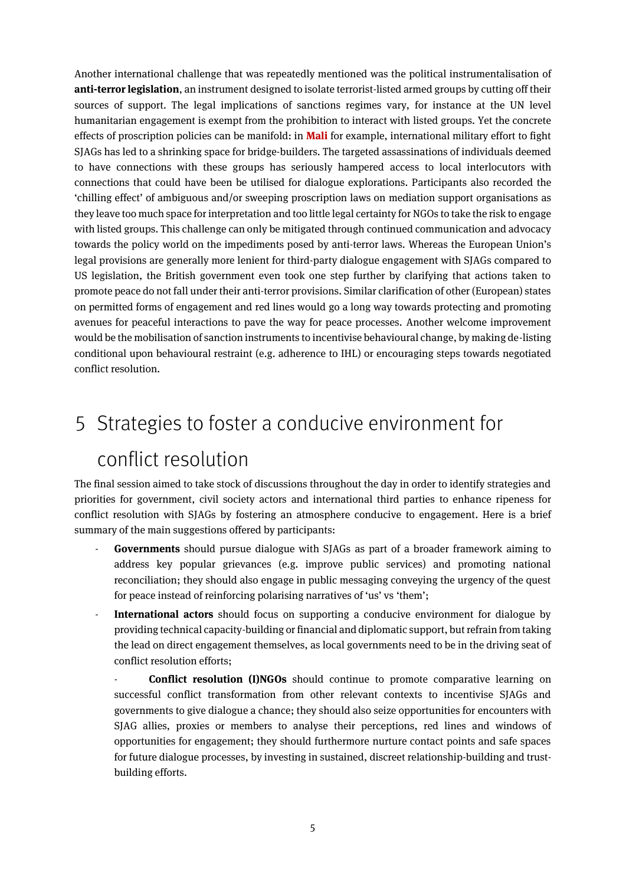Another international challenge that was repeatedly mentioned was the political instrumentalisation of **anti-terror legislation**, an instrument designed to isolate terrorist-listed armed groups by cutting off their sources of support. The legal implications of sanctions regimes vary, for instance at the UN level humanitarian engagement is exempt from the prohibition to interact with listed groups. Yet the concrete effects of proscription policies can be manifold: in **Mali** for example, international military effort to fight SJAGs has led to a shrinking space for bridge-builders. The targeted assassinations of individuals deemed to have connections with these groups has seriously hampered access to local interlocutors with connections that could have been be utilised for dialogue explorations. Participants also recorded the 'chilling effect' of ambiguous and/or sweeping proscription laws on mediation support organisations as they leave too much space for interpretation and too little legal certainty for NGOs to take the risk to engage with listed groups. This challenge can only be mitigated through continued communication and advocacy towards the policy world on the impediments posed by anti-terror laws. Whereas the European Union's legal provisions are generally more lenient for third-party dialogue engagement with SJAGs compared to US legislation, the British government even took one step further by clarifying that actions taken to promote peace do not fall under their anti-terror provisions. Similar clarification of other (European) states on permitted forms of engagement and red lines would go a long way towards protecting and promoting avenues for peaceful interactions to pave the way for peace processes. Another welcome improvement would be the mobilisation of sanction instruments to incentivise behavioural change, by making de-listing conditional upon behavioural restraint (e.g. adherence to IHL) or encouraging steps towards negotiated conflict resolution.

# 5 Strategies to foster a conducive environment for conflict resolution

The final session aimed to take stock of discussions throughout the day in order to identify strategies and priorities for government, civil society actors and international third parties to enhance ripeness for conflict resolution with SJAGs by fostering an atmosphere conducive to engagement. Here is a brief summary of the main suggestions offered by participants:

- **Governments** should pursue dialogue with SJAGs as part of a broader framework aiming to address key popular grievances (e.g. improve public services) and promoting national reconciliation; they should also engage in public messaging conveying the urgency of the quest for peace instead of reinforcing polarising narratives of 'us' vs 'them';
- **International actors** should focus on supporting a conducive environment for dialogue by providing technical capacity-building or financial and diplomatic support, but refrain from taking the lead on direct engagement themselves, as local governments need to be in the driving seat of conflict resolution efforts;
- **Conflict resolution (I)NGOs** should continue to promote comparative learning on successful conflict transformation from other relevant contexts to incentivise SJAGs and governments to give dialogue a chance; they should also seize opportunities for encounters with SJAG allies, proxies or members to analyse their perceptions, red lines and windows of opportunities for engagement; they should furthermore nurture contact points and safe spaces for future dialogue processes, by investing in sustained, discreet relationship-building and trust-building efforts.